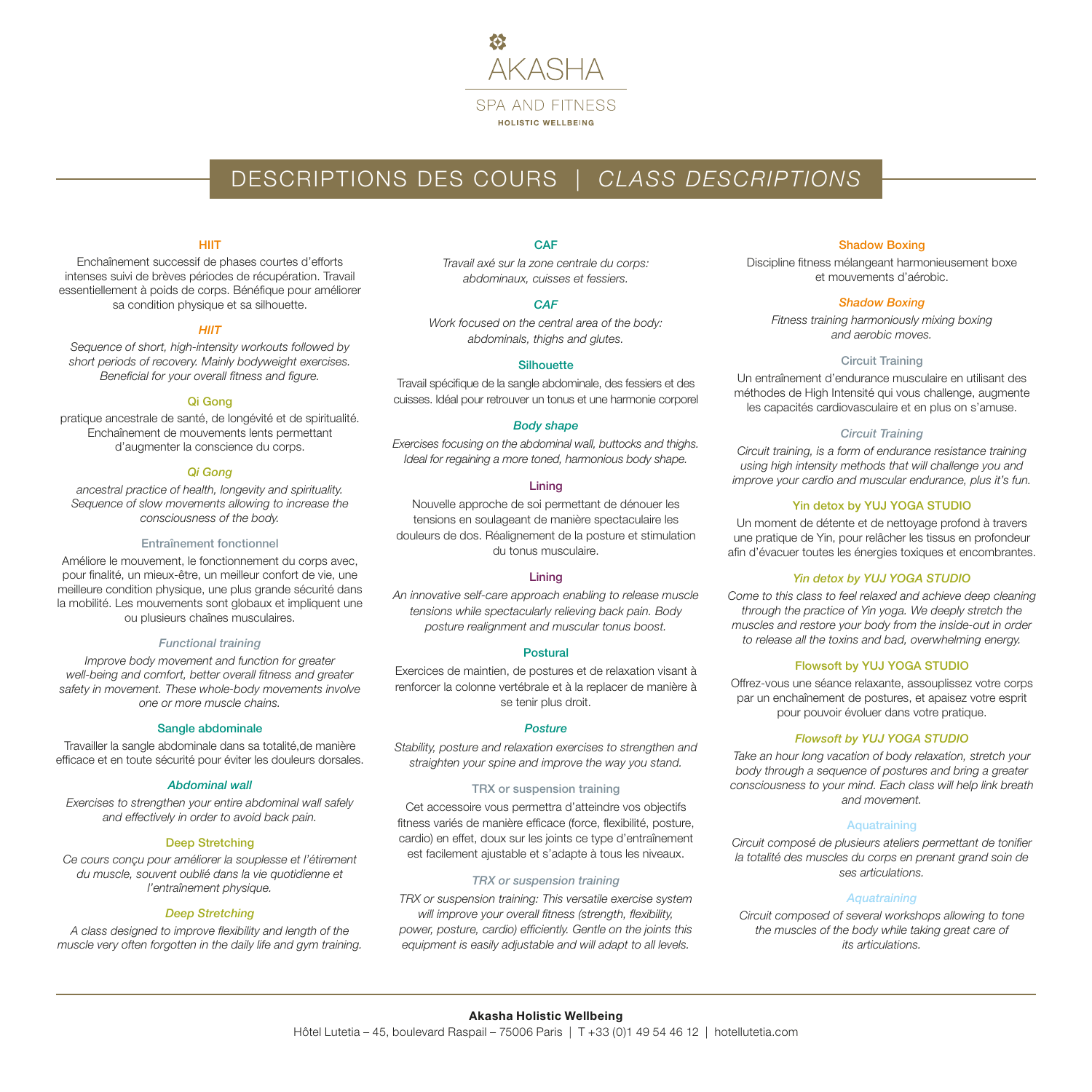# AKASHA

SPA AND FITNESS

HOLISTIC WELLBEING

## DESCRIPTIONS DES COURS | *CLASS DESCRIPTIONS*

### HIIT

Enchaînement successif de phases courtes d'efforts intenses suivi de brèves périodes de récupération. Travail essentiellement à poids de corps. Bénéfique pour améliorer sa condition physique et sa silhouette.

### *HIIT*

*Sequence of short, high-intensity workouts followed by short periods of recovery. Mainly bodyweight exercises. Beneficial for your overall fitness and figure.*

### Qi Gong

pratique ancestrale de santé, de longévité et de spiritualité. Enchaînement de mouvements lents permettant d'augmenter la conscience du corps.

### *Qi Gong*

*ancestral practice of health, longevity and spirituality. Sequence of slow movements allowing to increase the consciousness of the body.*

### Entraînement fonctionnel

Améliore le mouvement, le fonctionnement du corps avec, pour finalité, un mieux-être, un meilleur confort de vie, une meilleure condition physique, une plus grande sécurité dans la mobilité. Les mouvements sont globaux et impliquent une ou plusieurs chaînes musculaires.

### *Functional training*

*Improve body movement and function for greater well-being and comfort, better overall fitness and greater safety in movement. These whole-body movements involve one or more muscle chains.*

### Sangle abdominale

Travailler la sangle abdominale dans sa totalité,de manière efficace et en toute sécurité pour éviter les douleurs dorsales.

### *Abdominal wall*

*Exercises to strengthen your entire abdominal wall safely and effectively in order to avoid back pain.*

### Deep Stretching

*Ce cours conçu pour améliorer la souplesse et l'étirement du muscle, souvent oublié dans la vie quotidienne et l'entraînement physique.*

### *Deep Stretching*

*A class designed to improve flexibility and length of the muscle very often forgotten in the daily life and gym training.*

### CAF

*Travail axé sur la zone centrale du corps: abdominaux, cuisses et fessiers.*

### *CAF*

*Work focused on the central area of the body: abdominals, thighs and glutes.*

### Silhouette

Travail spécifique de la sangle abdominale, des fessiers et des cuisses. Idéal pour retrouver un tonus et une harmonie corporel

### *Body shape*

*Exercises focusing on the abdominal wall, buttocks and thighs. Ideal for regaining a more toned, harmonious body shape.*

### Lining

Nouvelle approche de soi permettant de dénouer les tensions en soulageant de manière spectaculaire les douleurs de dos. Réalignement de la posture et stimulation du tonus musculaire.

### Lining

*An innovative self-care approach enabling to release muscle tensions while spectacularly relieving back pain. Body posture realignment and muscular tonus boost.*

### Postural

Exercices de maintien, de postures et de relaxation visant à renforcer la colonne vertébrale et à la replacer de manière à se tenir plus droit.

### *Posture*

*Stability, posture and relaxation exercises to strengthen and straighten your spine and improve the way you stand.*

### TRX or suspension training

Cet accessoire vous permettra d'atteindre vos objectifs fitness variés de manière efficace (force, flexibilité, posture, cardio) en effet, doux sur les joints ce type d'entraînement est facilement ajustable et s'adapte à tous les niveaux.

### *TRX or suspension training*

*TRX or suspension training: This versatile exercise system will improve your overall fitness (strength, flexibility, power, posture, cardio) efficiently. Gentle on the joints this equipment is easily adjustable and will adapt to all levels.*

### Shadow Boxing

Discipline fitness mélangeant harmonieusement boxe et mouvements d'aérobic.

### *Shadow Boxing*

*Fitness training harmoniously mixing boxing and aerobic moves.*

### Circuit Training

Un entraînement d'endurance musculaire en utilisant des méthodes de High Intensité qui vous challenge, augmente les capacités cardiovasculaire et en plus on s'amuse.

### *Circuit Training*

*Circuit training, is a form of endurance resistance training using high intensity methods that will challenge you and improve your cardio and muscular endurance, plus it's fun.*

### Yin detox by YUJ YOGA STUDIO

Un moment de détente et de nettoyage profond à travers une pratique de Yin, pour relâcher les tissus en profondeur afin d'évacuer toutes les énergies toxiques et encombrantes.

### *Yin detox by YUJ YOGA STUDIO*

*Come to this class to feel relaxed and achieve deep cleaning through the practice of Yin yoga. We deeply stretch the muscles and restore your body from the inside-out in order to release all the toxins and bad, overwhelming energy.*

### Flowsoft by YUJ YOGA STUDIO

Offrez-vous une séance relaxante, assouplissez votre corps par un enchaînement de postures, et apaisez votre esprit pour pouvoir évoluer dans votre pratique.

### *Flowsoft by YUJ YOGA STUDIO*

*Take an hour long vacation of body relaxation, stretch your body through a sequence of postures and bring a greater consciousness to your mind. Each class will help link breath and movement.*

### Aquatraining

*Circuit composé de plusieurs ateliers permettant de tonifier la totalité des muscles du corps en prenant grand soin de ses articulations.*

### *Aquatraining*

*Circuit composed of several workshops allowing to tone the muscles of the body while taking great care of its articulations.*

**Akasha Holistic Wellbeing**

Hôtel Lutetia – 45, boulevard Raspail – 75006 Paris | T +33 (0)1 49 54 46 12 | hotellutetia.com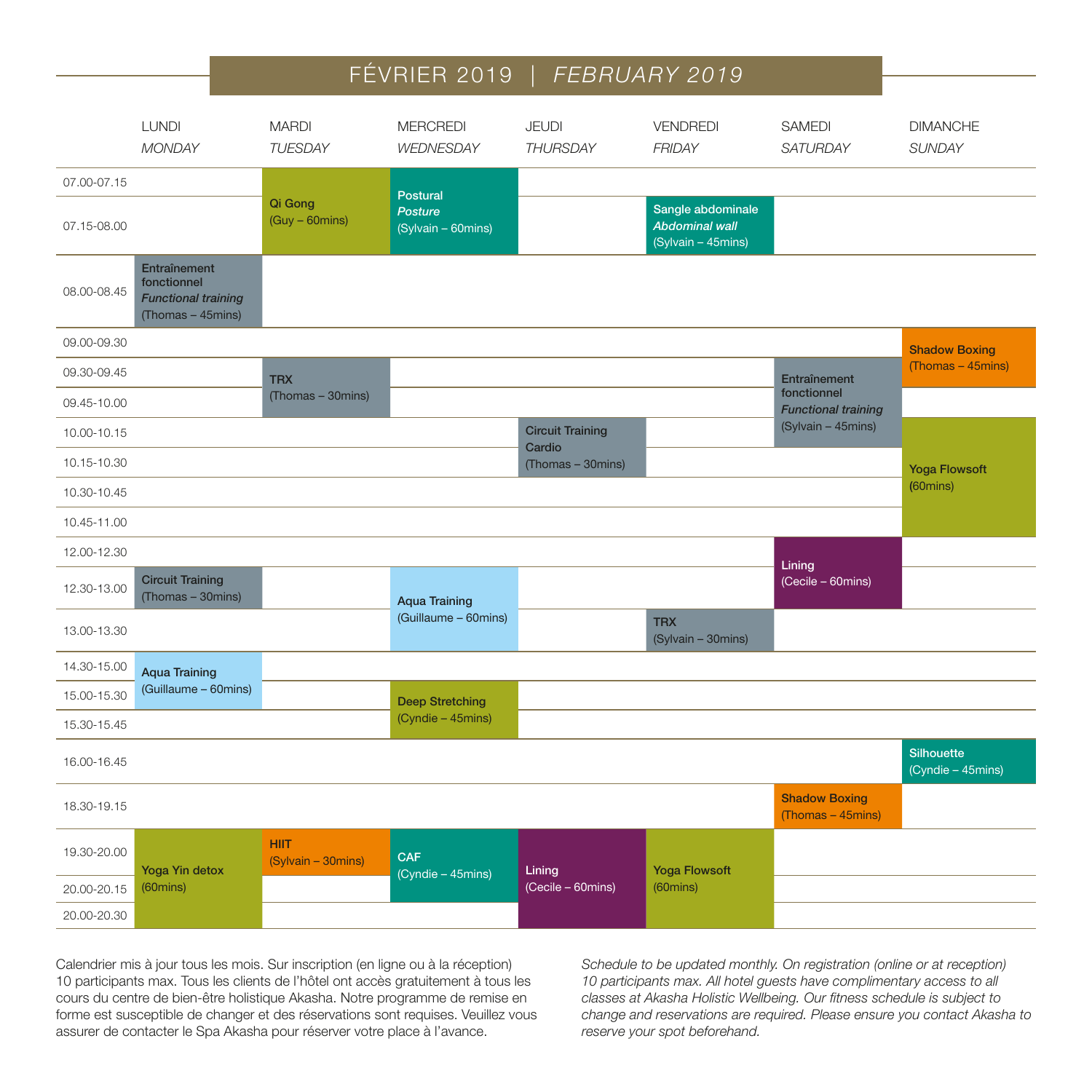# FÉVRIER 2019 | *FEBRUARY 2019*

| | LUNDI *MONDAY* | MARDI *TUESDAY* | MERCREDI *WEDNESDAY* | JEUDI *THURSDAY* | VENDREDI *FRIDAY* | SAMEDI *SATURDAY* | DIMANCHE *SUNDAY* |
|---|---|---|---|---|---|---|---|
| 07.00-07.15 | | **Qi Gong** (Guy – 60mins) | **Postural** ***Posture*** (Sylvain – 60mins) | | | | |
| 07.15-08.00 | | | | | **Sangle abdominale** ***Abdominal wall*** (Sylvain – 45mins) | | |
| 08.00-08.45 | **Entraînement fonctionnel** ***Functional training*** (Thomas – 45mins) | | | | | | |
| 09.00-09.30 | | | | | | | **Shadow Boxing** (Thomas – 45mins) |
| 09.30-09.45 | | **TRX** (Thomas – 30mins) | | | | **Entraînement fonctionnel** ***Functional training*** (Sylvain – 45mins) | |
| 09.45-10.00 | | | | | | | |
| 10.00-10.15 | | | | **Circuit Training Cardio** (Thomas – 30mins) | | | **Yoga Flowsoft** (60mins) |
| 10.15-10.30 | | | | | | | |
| 10.30-10.45 | | | | | | | |
| 10.45-11.00 | | | | | | | |
| 12.00-12.30 | | | | | | **Lining** (Cecile – 60mins) | |
| 12.30-13.00 | **Circuit Training** (Thomas – 30mins) | | **Aqua Training** (Guillaume – 60mins) | | | | |
| 13.00-13.30 | | | | | **TRX** (Sylvain – 30mins) | | |
| 14.30-15.00 | **Aqua Training** (Guillaume – 60mins) | | | | | | |
| 15.00-15.30 | | | **Deep Stretching** (Cyndie – 45mins) | | | | |
| 15.30-15.45 | | | | | | | |
| 16.00-16.45 | | | | | | | **Silhouette** (Cyndie – 45mins) |
| 18.30-19.15 | | | | | | **Shadow Boxing** (Thomas – 45mins) | |
| 19.30-20.00 | **Yoga Yin detox** (60mins) | **HIIT** (Sylvain – 30mins) | **CAF** (Cyndie – 45mins) | **Lining** (Cecile – 60mins) | **Yoga Flowsoft** (60mins) | | |
| 20.00-20.15 | | | | | | | |
| 20.00-20.30 | | | | | | | |

Calendrier mis à jour tous les mois. Sur inscription (en ligne ou à la réception) 10 participants max. Tous les clients de l'hôtel ont accès gratuitement à tous les cours du centre de bien-être holistique Akasha. Notre programme de remise en forme est susceptible de changer et des réservations sont requises. Veuillez vous assurer de contacter le Spa Akasha pour réserver votre place à l'avance.

*Schedule to be updated monthly. On registration (online or at reception) 10 participants max. All hotel guests have complimentary access to all classes at Akasha Holistic Wellbeing. Our fitness schedule is subject to change and reservations are required. Please ensure you contact Akasha to reserve your spot beforehand.*